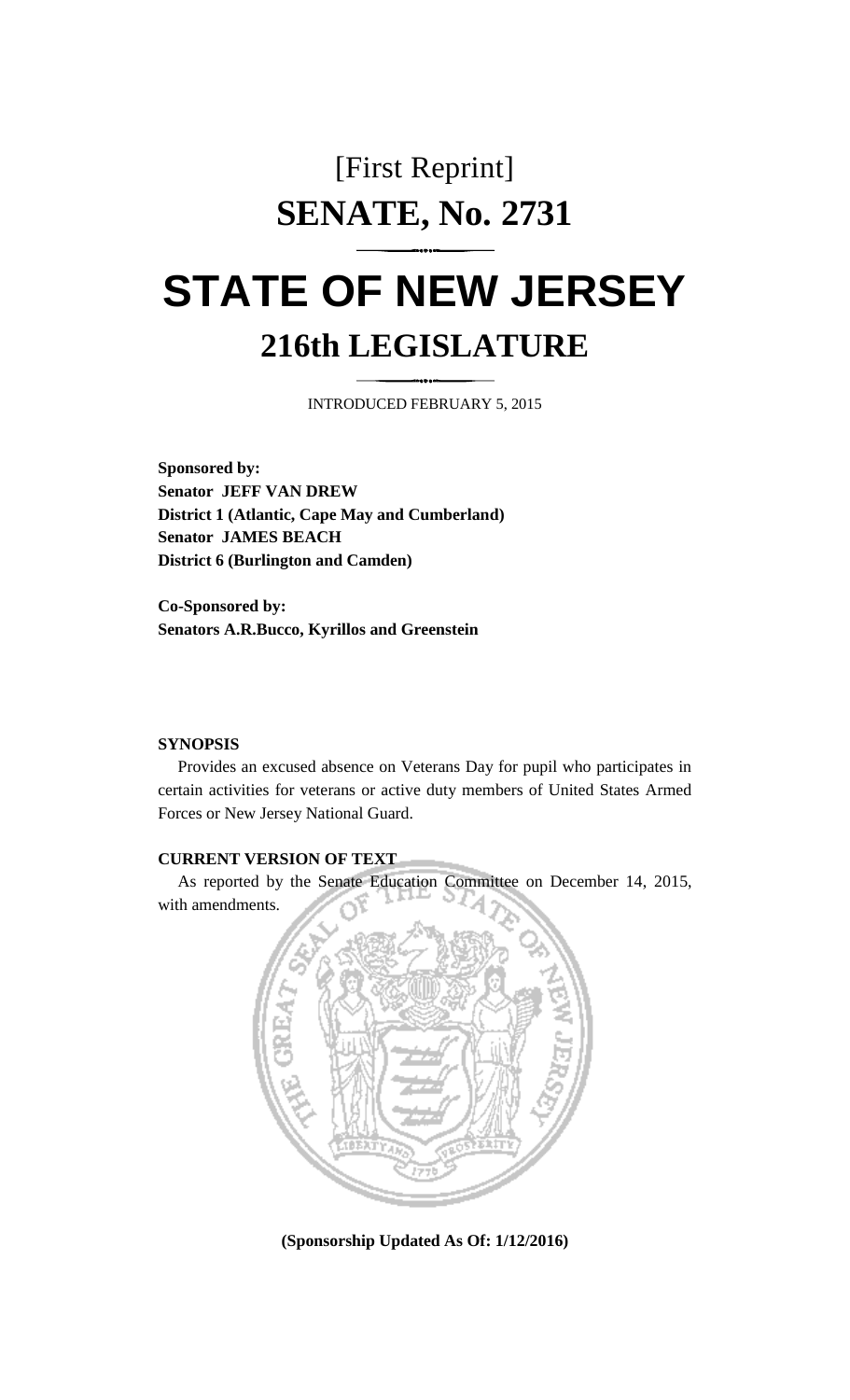[First Reprint]

# SENATE, No. 2731

# STATE OF NEW JERSEY

## 216th LEGISLATURE

INTRODUCED FEBRUARY 5, 2015

**Sponsored by:**
**Senator JEFF VAN DREW**
**District 1 (Atlantic, Cape May and Cumberland)**
**Senator JAMES BEACH**
**District 6 (Burlington and Camden)**

**Co-Sponsored by:**
**Senators A.R.Bucco, Kyrillos and Greenstein**

**SYNOPSIS**

Provides an excused absence on Veterans Day for pupil who participates in certain activities for veterans or active duty members of United States Armed Forces or New Jersey National Guard.

**CURRENT VERSION OF TEXT**

As reported by the Senate Education Committee on December 14, 2015, with amendments.

**(Sponsorship Updated As Of: 1/12/2016)**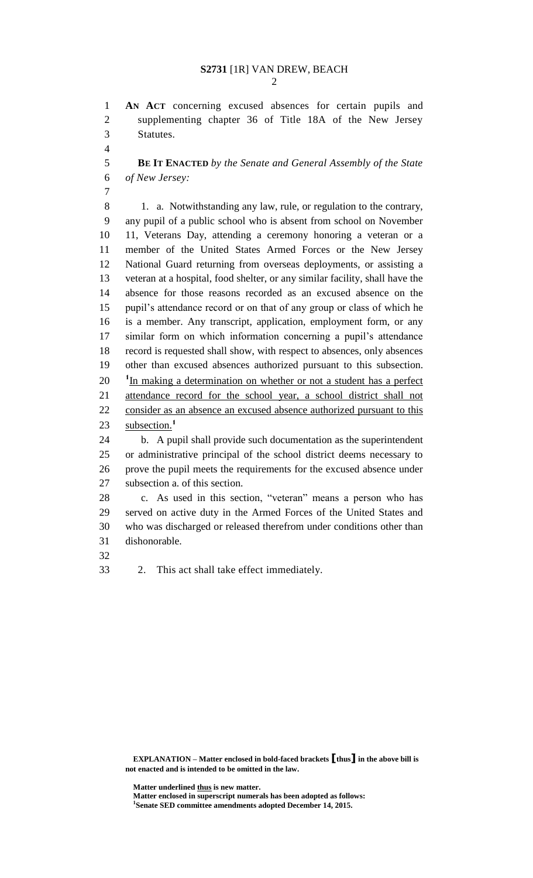**S2731** [1R] VAN DREW, BEACH

**AN ACT** concerning excused absences for certain pupils and supplementing chapter 36 of Title 18A of the New Jersey Statutes.

**BE IT ENACTED** *by the Senate and General Assembly of the State of New Jersey:*

1. a. Notwithstanding any law, rule, or regulation to the contrary, any pupil of a public school who is absent from school on November 11, Veterans Day, attending a ceremony honoring a veteran or a member of the United States Armed Forces or the New Jersey National Guard returning from overseas deployments, or assisting a veteran at a hospital, food shelter, or any similar facility, shall have the absence for those reasons recorded as an excused absence on the pupil's attendance record or on that of any group or class of which he is a member. Any transcript, application, employment form, or any similar form on which information concerning a pupil's attendance record is requested shall show, with respect to absences, only absences other than excused absences authorized pursuant to this subsection. [1]<u>In making a determination on whether or not a student has a perfect attendance record for the school year, a school district shall not consider as an absence an excused absence authorized pursuant to this subsection.</u>[1]

b. A pupil shall provide such documentation as the superintendent or administrative principal of the school district deems necessary to prove the pupil meets the requirements for the excused absence under subsection a. of this section.

c. As used in this section, "veteran" means a person who has served on active duty in the Armed Forces of the United States and who was discharged or released therefrom under conditions other than dishonorable.

2. This act shall take effect immediately.

**EXPLANATION – Matter enclosed in bold-faced brackets [thus] in the above bill is not enacted and is intended to be omitted in the law.**

**Matter underlined <u>thus</u> is new matter.**
**Matter enclosed in superscript numerals has been adopted as follows:**
[1]**Senate SED committee amendments adopted December 14, 2015.**